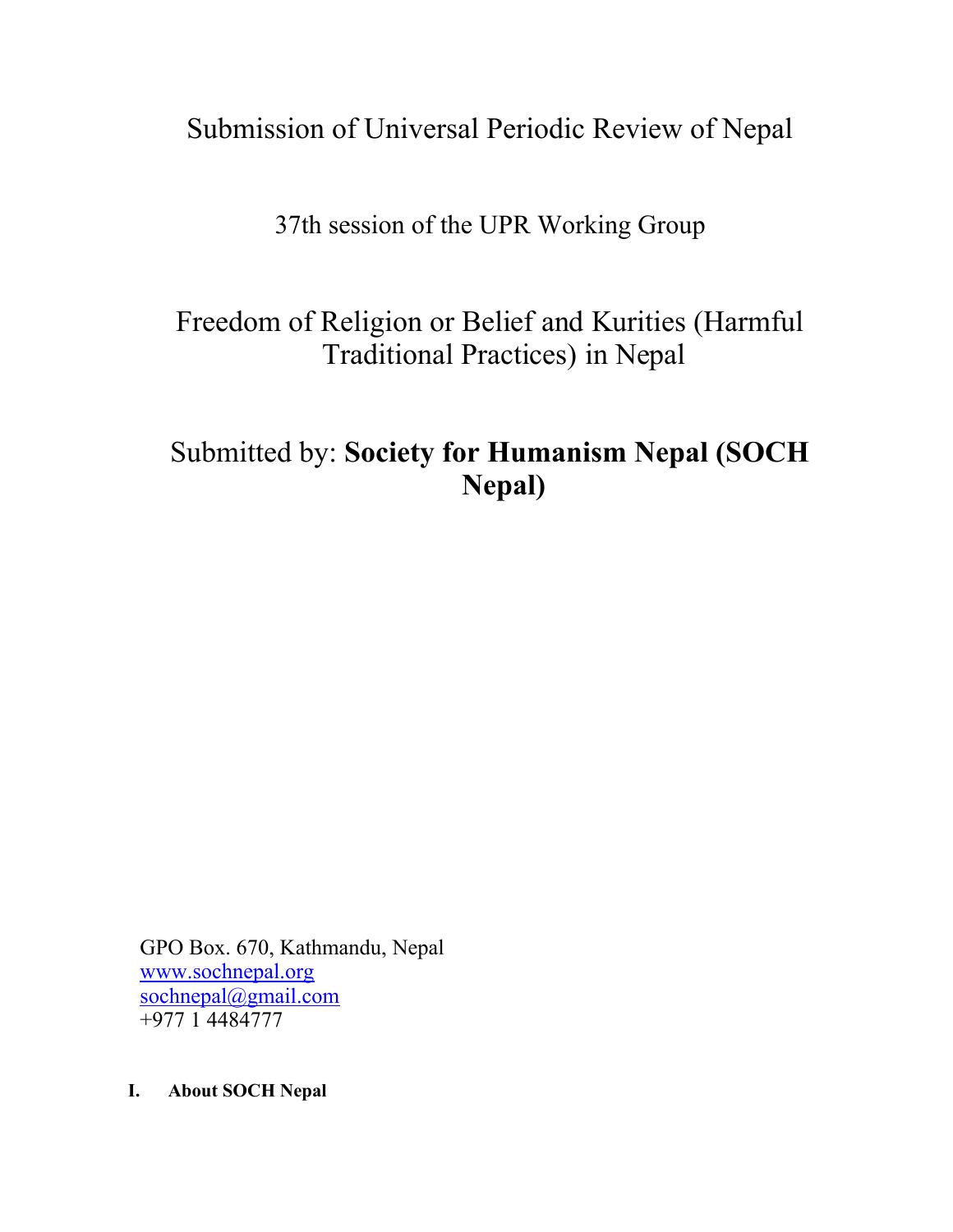# Submission of Universal Periodic Review of Nepal

## 37th session of the UPR Working Group

## Freedom of Religion or Belief and Kurities (Harmful Traditional Practices) in Nepal

## Submitted by: **Society for Humanism Nepal (SOCH Nepal)**

GPO Box. 670, Kathmandu, Nepal
www.sochnepal.org
sochnepal@gmail.com
+977 1 4484777

### I. About SOCH Nepal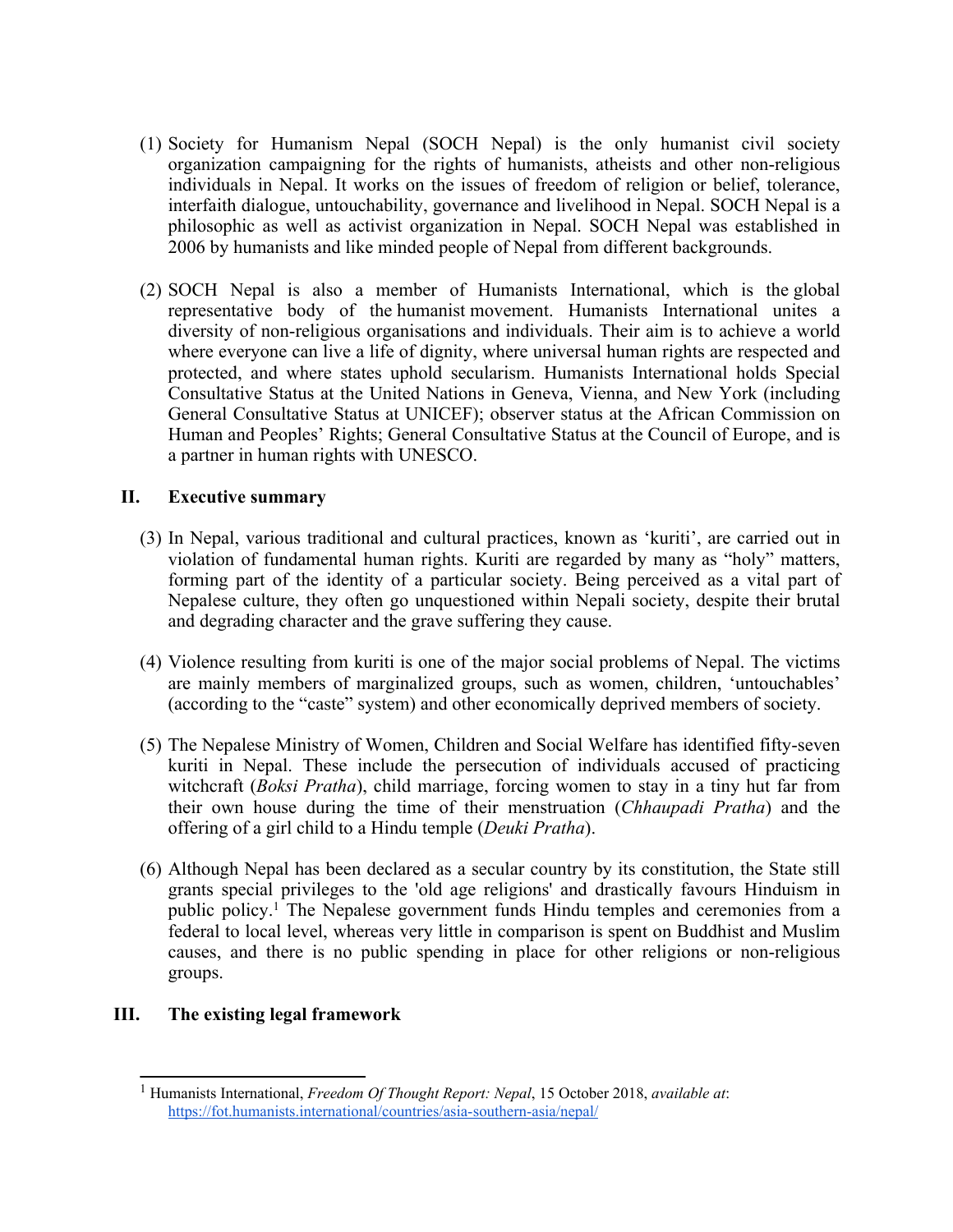(1) Society for Humanism Nepal (SOCH Nepal) is the only humanist civil society organization campaigning for the rights of humanists, atheists and other non-religious individuals in Nepal. It works on the issues of freedom of religion or belief, tolerance, interfaith dialogue, untouchability, governance and livelihood in Nepal. SOCH Nepal is a philosophic as well as activist organization in Nepal. SOCH Nepal was established in 2006 by humanists and like minded people of Nepal from different backgrounds.

(2) SOCH Nepal is also a member of Humanists International, which is the global representative body of the humanist movement. Humanists International unites a diversity of non-religious organisations and individuals. Their aim is to achieve a world where everyone can live a life of dignity, where universal human rights are respected and protected, and where states uphold secularism. Humanists International holds Special Consultative Status at the United Nations in Geneva, Vienna, and New York (including General Consultative Status at UNICEF); observer status at the African Commission on Human and Peoples' Rights; General Consultative Status at the Council of Europe, and is a partner in human rights with UNESCO.

## II. Executive summary

(3) In Nepal, various traditional and cultural practices, known as 'kuriti', are carried out in violation of fundamental human rights. Kuriti are regarded by many as "holy" matters, forming part of the identity of a particular society. Being perceived as a vital part of Nepalese culture, they often go unquestioned within Nepali society, despite their brutal and degrading character and the grave suffering they cause.

(4) Violence resulting from kuriti is one of the major social problems of Nepal. The victims are mainly members of marginalized groups, such as women, children, 'untouchables' (according to the "caste" system) and other economically deprived members of society.

(5) The Nepalese Ministry of Women, Children and Social Welfare has identified fifty-seven kuriti in Nepal. These include the persecution of individuals accused of practicing witchcraft (*Boksi Pratha*), child marriage, forcing women to stay in a tiny hut far from their own house during the time of their menstruation (*Chhaupadi Pratha*) and the offering of a girl child to a Hindu temple (*Deuki Pratha*).

(6) Although Nepal has been declared as a secular country by its constitution, the State still grants special privileges to the 'old age religions' and drastically favours Hinduism in public policy.[1] The Nepalese government funds Hindu temples and ceremonies from a federal to local level, whereas very little in comparison is spent on Buddhist and Muslim causes, and there is no public spending in place for other religions or non-religious groups.

## III. The existing legal framework

[1] Humanists International, *Freedom Of Thought Report: Nepal*, 15 October 2018, *available at*: https://fot.humanists.international/countries/asia-southern-asia/nepal/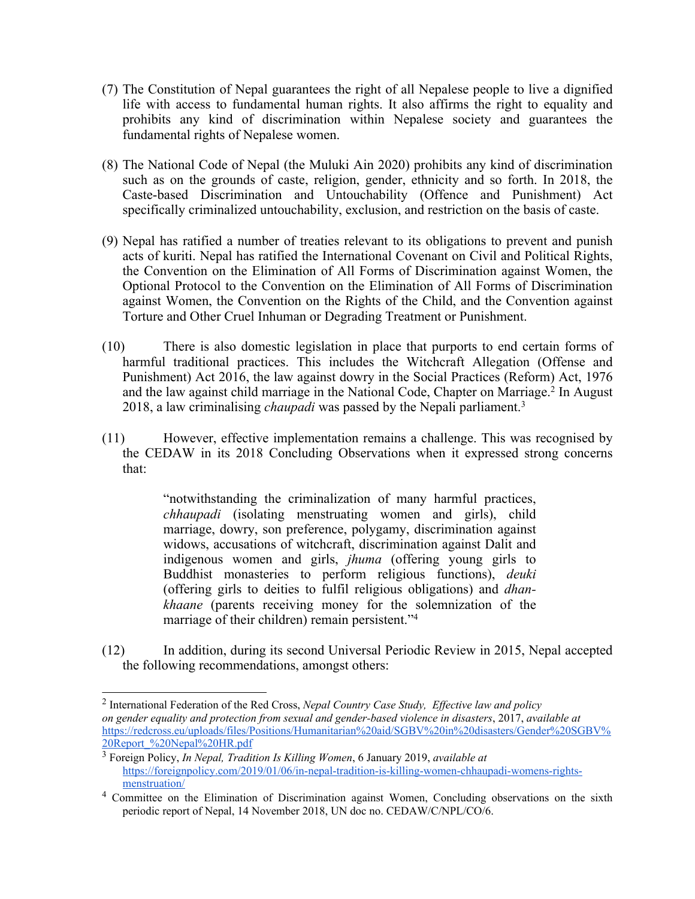(7) The Constitution of Nepal guarantees the right of all Nepalese people to live a dignified life with access to fundamental human rights. It also affirms the right to equality and prohibits any kind of discrimination within Nepalese society and guarantees the fundamental rights of Nepalese women.

(8) The National Code of Nepal (the Muluki Ain 2020) prohibits any kind of discrimination such as on the grounds of caste, religion, gender, ethnicity and so forth. In 2018, the Caste-based Discrimination and Untouchability (Offence and Punishment) Act specifically criminalized untouchability, exclusion, and restriction on the basis of caste.

(9) Nepal has ratified a number of treaties relevant to its obligations to prevent and punish acts of kuriti. Nepal has ratified the International Covenant on Civil and Political Rights, the Convention on the Elimination of All Forms of Discrimination against Women, the Optional Protocol to the Convention on the Elimination of All Forms of Discrimination against Women, the Convention on the Rights of the Child, and the Convention against Torture and Other Cruel Inhuman or Degrading Treatment or Punishment.

(10) There is also domestic legislation in place that purports to end certain forms of harmful traditional practices. This includes the Witchcraft Allegation (Offense and Punishment) Act 2016, the law against dowry in the Social Practices (Reform) Act, 1976 and the law against child marriage in the National Code, Chapter on Marriage.[2] In August 2018, a law criminalising *chaupadi* was passed by the Nepali parliament.[3]

(11) However, effective implementation remains a challenge. This was recognised by the CEDAW in its 2018 Concluding Observations when it expressed strong concerns that:

> "notwithstanding the criminalization of many harmful practices, *chhaupadi* (isolating menstruating women and girls), child marriage, dowry, son preference, polygamy, discrimination against widows, accusations of witchcraft, discrimination against Dalit and indigenous women and girls, *jhuma* (offering young girls to Buddhist monasteries to perform religious functions), *deuki* (offering girls to deities to fulfil religious obligations) and *dhan-khaane* (parents receiving money for the solemnization of the marriage of their children) remain persistent."[4]

(12) In addition, during its second Universal Periodic Review in 2015, Nepal accepted the following recommendations, amongst others:

---

[2] International Federation of the Red Cross, *Nepal Country Case Study, Effective law and policy on gender equality and protection from sexual and gender-based violence in disasters*, 2017, *available at* https://redcross.eu/uploads/files/Positions/Humanitarian%20aid/SGBV%20in%20disasters/Gender%20SGBV%20Report_%20Nepal%20HR.pdf

[3] Foreign Policy, *In Nepal, Tradition Is Killing Women*, 6 January 2019, *available at* https://foreignpolicy.com/2019/01/06/in-nepal-tradition-is-killing-women-chhaupadi-womens-rights-menstruation/

[4] Committee on the Elimination of Discrimination against Women, Concluding observations on the sixth periodic report of Nepal, 14 November 2018, UN doc no. CEDAW/C/NPL/CO/6.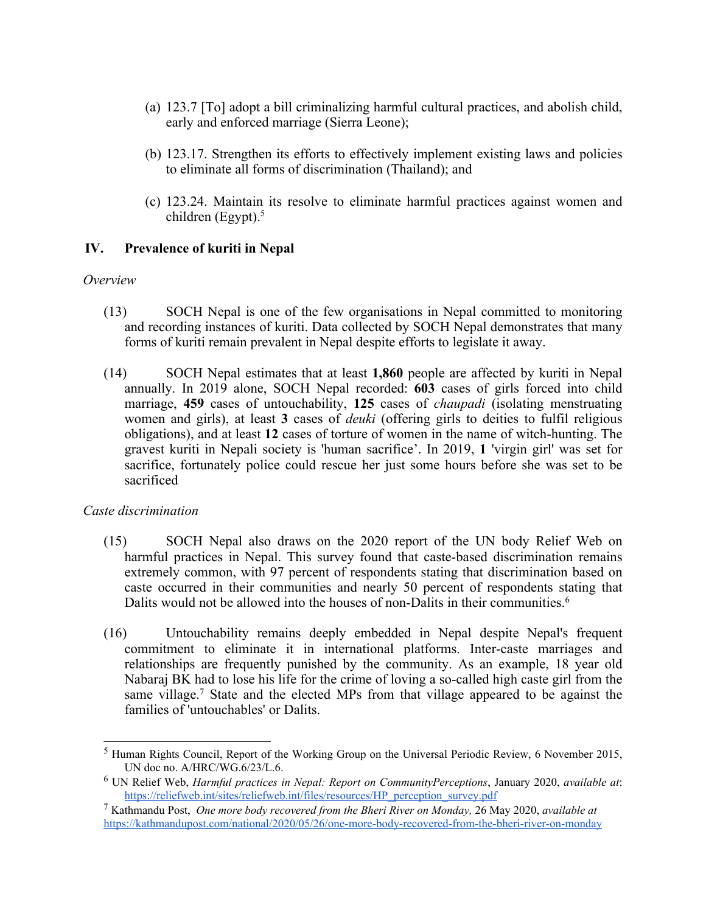(a) 123.7 [To] adopt a bill criminalizing harmful cultural practices, and abolish child, early and enforced marriage (Sierra Leone);

(b) 123.17. Strengthen its efforts to effectively implement existing laws and policies to eliminate all forms of discrimination (Thailand); and

(c) 123.24. Maintain its resolve to eliminate harmful practices against women and children (Egypt).[5]

## IV. Prevalence of kuriti in Nepal

*Overview*

(13) SOCH Nepal is one of the few organisations in Nepal committed to monitoring and recording instances of kuriti. Data collected by SOCH Nepal demonstrates that many forms of kuriti remain prevalent in Nepal despite efforts to legislate it away.

(14) SOCH Nepal estimates that at least **1,860** people are affected by kuriti in Nepal annually. In 2019 alone, SOCH Nepal recorded: **603** cases of girls forced into child marriage, **459** cases of untouchability, **125** cases of *chaupadi* (isolating menstruating women and girls), at least **3** cases of *deuki* (offering girls to deities to fulfil religious obligations), and at least **12** cases of torture of women in the name of witch-hunting. The gravest kuriti in Nepali society is 'human sacrifice'. In 2019, **1** 'virgin girl' was set for sacrifice, fortunately police could rescue her just some hours before she was set to be sacrificed

*Caste discrimination*

(15) SOCH Nepal also draws on the 2020 report of the UN body Relief Web on harmful practices in Nepal. This survey found that caste-based discrimination remains extremely common, with 97 percent of respondents stating that discrimination based on caste occurred in their communities and nearly 50 percent of respondents stating that Dalits would not be allowed into the houses of non-Dalits in their communities.[6]

(16) Untouchability remains deeply embedded in Nepal despite Nepal's frequent commitment to eliminate it in international platforms. Inter-caste marriages and relationships are frequently punished by the community. As an example, 18 year old Nabaraj BK had to lose his life for the crime of loving a so-called high caste girl from the same village.[7] State and the elected MPs from that village appeared to be against the families of 'untouchables' or Dalits.

---

[5] Human Rights Council, Report of the Working Group on the Universal Periodic Review, 6 November 2015, UN doc no. A/HRC/WG.6/23/L.6.

[6] UN Relief Web, *Harmful practices in Nepal: Report on CommunityPerceptions*, January 2020, *available at*: https://reliefweb.int/sites/reliefweb.int/files/resources/HP_perception_survey.pdf

[7] Kathmandu Post, *One more body recovered from the Bheri River on Monday,* 26 May 2020, *available at* https://kathmandupost.com/national/2020/05/26/one-more-body-recovered-from-the-bheri-river-on-monday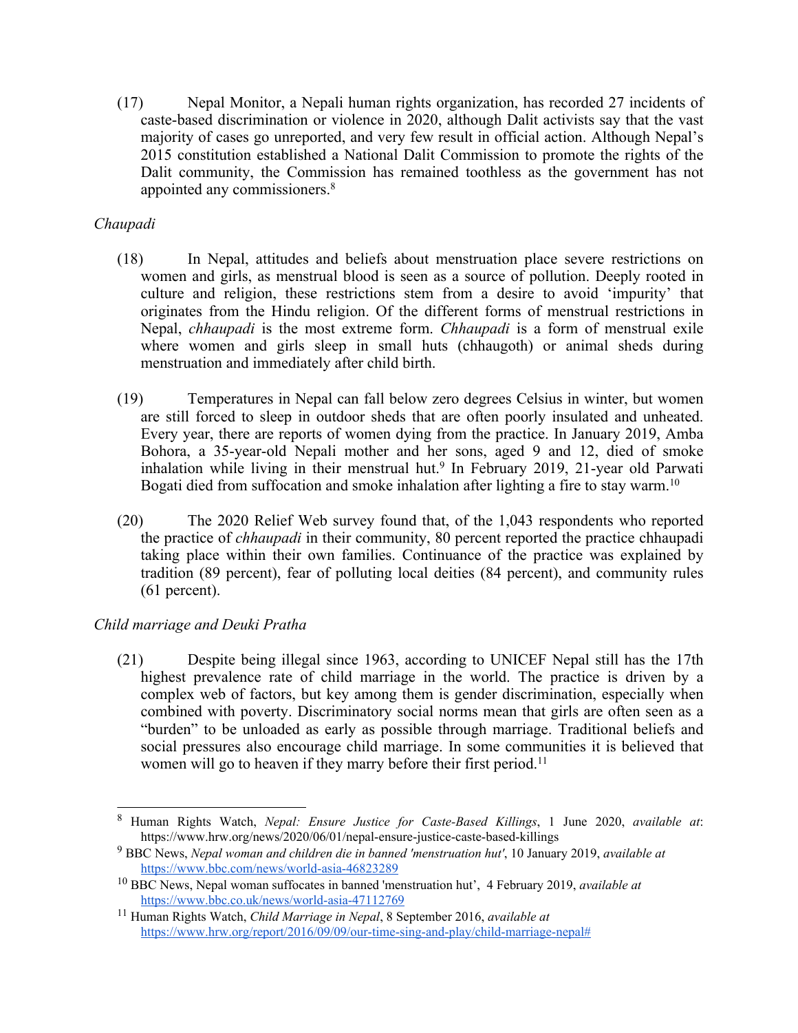(17) Nepal Monitor, a Nepali human rights organization, has recorded 27 incidents of caste-based discrimination or violence in 2020, although Dalit activists say that the vast majority of cases go unreported, and very few result in official action. Although Nepal's 2015 constitution established a National Dalit Commission to promote the rights of the Dalit community, the Commission has remained toothless as the government has not appointed any commissioners.[8]

*Chaupadi*

(18) In Nepal, attitudes and beliefs about menstruation place severe restrictions on women and girls, as menstrual blood is seen as a source of pollution. Deeply rooted in culture and religion, these restrictions stem from a desire to avoid 'impurity' that originates from the Hindu religion. Of the different forms of menstrual restrictions in Nepal, *chhaupadi* is the most extreme form. *Chhaupadi* is a form of menstrual exile where women and girls sleep in small huts (chhaugoth) or animal sheds during menstruation and immediately after child birth.

(19) Temperatures in Nepal can fall below zero degrees Celsius in winter, but women are still forced to sleep in outdoor sheds that are often poorly insulated and unheated. Every year, there are reports of women dying from the practice. In January 2019, Amba Bohora, a 35-year-old Nepali mother and her sons, aged 9 and 12, died of smoke inhalation while living in their menstrual hut.[9] In February 2019, 21-year old Parwati Bogati died from suffocation and smoke inhalation after lighting a fire to stay warm.[10]

(20) The 2020 Relief Web survey found that, of the 1,043 respondents who reported the practice of *chhaupadi* in their community, 80 percent reported the practice chhaupadi taking place within their own families. Continuance of the practice was explained by tradition (89 percent), fear of polluting local deities (84 percent), and community rules (61 percent).

*Child marriage and Deuki Pratha*

(21) Despite being illegal since 1963, according to UNICEF Nepal still has the 17th highest prevalence rate of child marriage in the world. The practice is driven by a complex web of factors, but key among them is gender discrimination, especially when combined with poverty. Discriminatory social norms mean that girls are often seen as a "burden" to be unloaded as early as possible through marriage. Traditional beliefs and social pressures also encourage child marriage. In some communities it is believed that women will go to heaven if they marry before their first period.[11]

---

[8] Human Rights Watch, *Nepal: Ensure Justice for Caste-Based Killings*, 1 June 2020, *available at*: https://www.hrw.org/news/2020/06/01/nepal-ensure-justice-caste-based-killings

[9] BBC News, *Nepal woman and children die in banned 'menstruation hut'*, 10 January 2019, *available at* https://www.bbc.com/news/world-asia-46823289

[10] BBC News, Nepal woman suffocates in banned 'menstruation hut', 4 February 2019, *available at* https://www.bbc.co.uk/news/world-asia-47112769

[11] Human Rights Watch, *Child Marriage in Nepal*, 8 September 2016, *available at* https://www.hrw.org/report/2016/09/09/our-time-sing-and-play/child-marriage-nepal#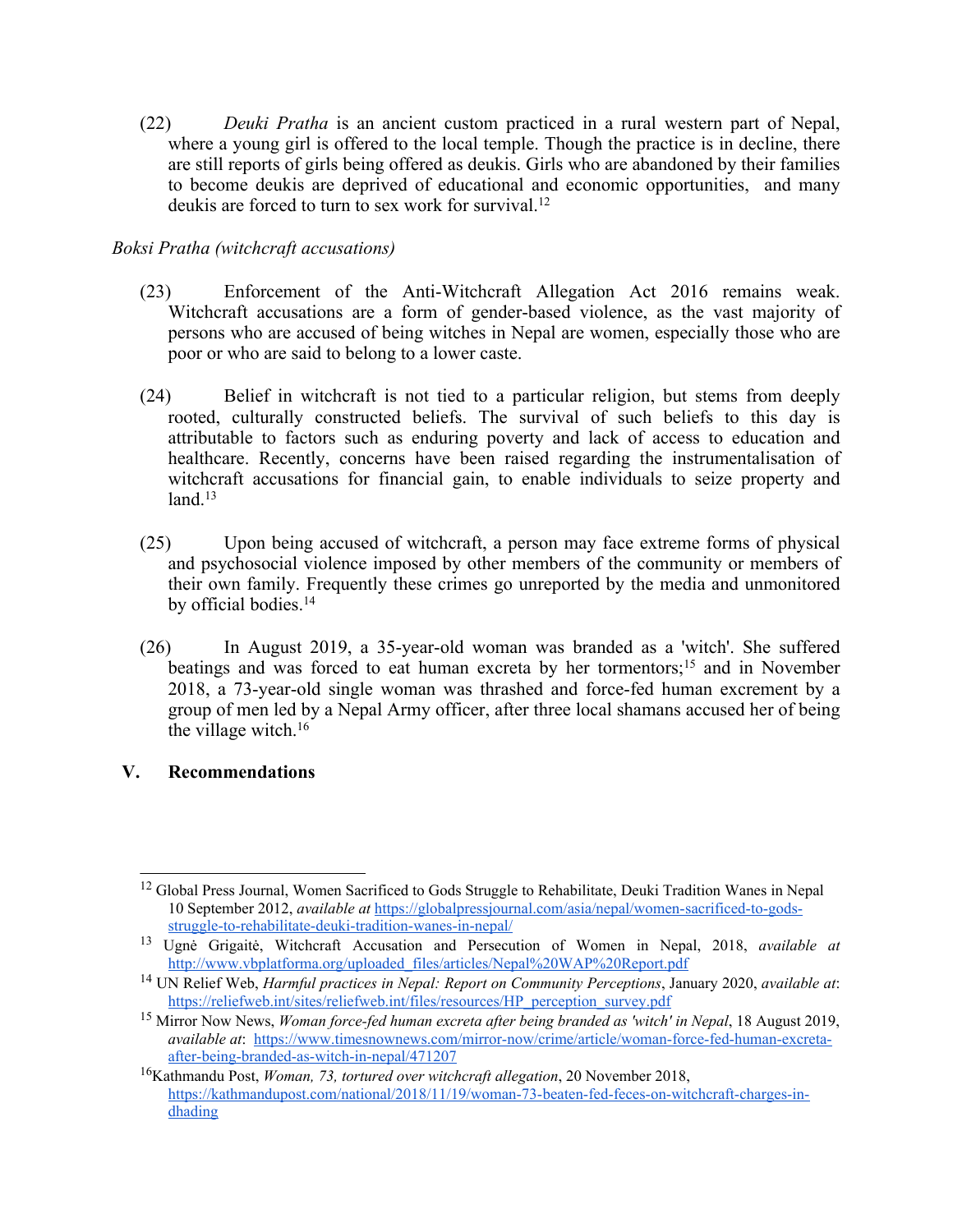(22) *Deuki Pratha* is an ancient custom practiced in a rural western part of Nepal, where a young girl is offered to the local temple. Though the practice is in decline, there are still reports of girls being offered as deukis. Girls who are abandoned by their families to become deukis are deprived of educational and economic opportunities, and many deukis are forced to turn to sex work for survival.[12]

*Boksi Pratha (witchcraft accusations)*

(23) Enforcement of the Anti-Witchcraft Allegation Act 2016 remains weak. Witchcraft accusations are a form of gender-based violence, as the vast majority of persons who are accused of being witches in Nepal are women, especially those who are poor or who are said to belong to a lower caste.

(24) Belief in witchcraft is not tied to a particular religion, but stems from deeply rooted, culturally constructed beliefs. The survival of such beliefs to this day is attributable to factors such as enduring poverty and lack of access to education and healthcare. Recently, concerns have been raised regarding the instrumentalisation of witchcraft accusations for financial gain, to enable individuals to seize property and land.[13]

(25) Upon being accused of witchcraft, a person may face extreme forms of physical and psychosocial violence imposed by other members of the community or members of their own family. Frequently these crimes go unreported by the media and unmonitored by official bodies.[14]

(26) In August 2019, a 35-year-old woman was branded as a 'witch'. She suffered beatings and was forced to eat human excreta by her tormentors;[15] and in November 2018, a 73-year-old single woman was thrashed and force-fed human excrement by a group of men led by a Nepal Army officer, after three local shamans accused her of being the village witch.[16]

## V. Recommendations

---

[12] Global Press Journal, Women Sacrificed to Gods Struggle to Rehabilitate, Deuki Tradition Wanes in Nepal 10 September 2012, *available at* https://globalpressjournal.com/asia/nepal/women-sacrificed-to-gods-struggle-to-rehabilitate-deuki-tradition-wanes-in-nepal/

[13] Ugnė Grigaitė, Witchcraft Accusation and Persecution of Women in Nepal, 2018, *available at* http://www.vbplatforma.org/uploaded_files/articles/Nepal%20WAP%20Report.pdf

[14] UN Relief Web, *Harmful practices in Nepal: Report on Community Perceptions*, January 2020, *available at*: https://reliefweb.int/sites/reliefweb.int/files/resources/HP_perception_survey.pdf

[15] Mirror Now News, *Woman force-fed human excreta after being branded as 'witch' in Nepal*, 18 August 2019, *available at*: https://www.timesnownews.com/mirror-now/crime/article/woman-force-fed-human-excreta-after-being-branded-as-witch-in-nepal/471207

[16] Kathmandu Post, *Woman, 73, tortured over witchcraft allegation*, 20 November 2018, https://kathmandupost.com/national/2018/11/19/woman-73-beaten-fed-feces-on-witchcraft-charges-in-dhading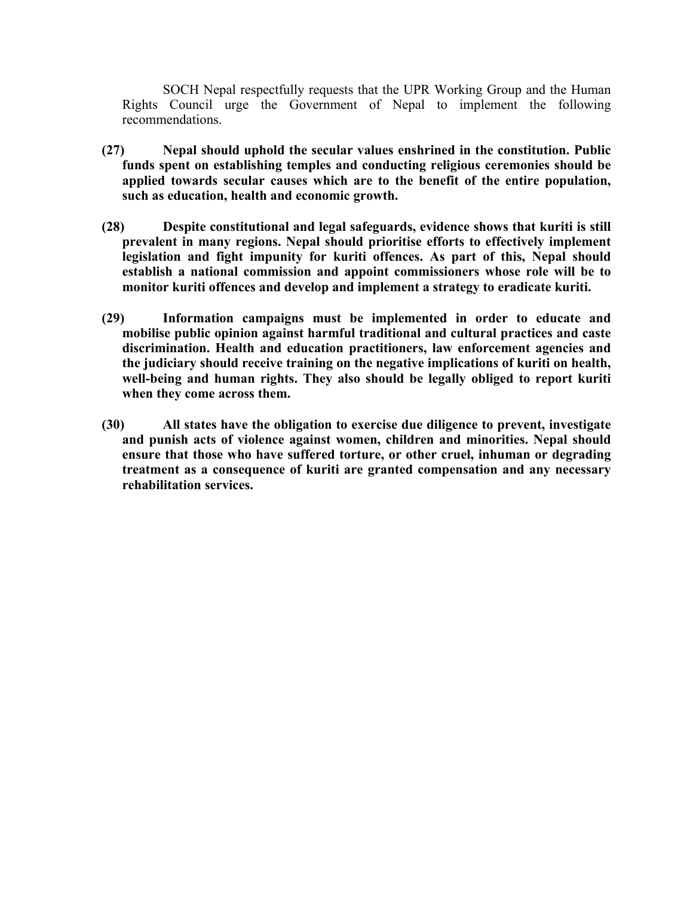SOCH Nepal respectfully requests that the UPR Working Group and the Human Rights Council urge the Government of Nepal to implement the following recommendations.

**(27) Nepal should uphold the secular values enshrined in the constitution. Public funds spent on establishing temples and conducting religious ceremonies should be applied towards secular causes which are to the benefit of the entire population, such as education, health and economic growth.**

**(28) Despite constitutional and legal safeguards, evidence shows that kuriti is still prevalent in many regions. Nepal should prioritise efforts to effectively implement legislation and fight impunity for kuriti offences. As part of this, Nepal should establish a national commission and appoint commissioners whose role will be to monitor kuriti offences and develop and implement a strategy to eradicate kuriti.**

**(29) Information campaigns must be implemented in order to educate and mobilise public opinion against harmful traditional and cultural practices and caste discrimination. Health and education practitioners, law enforcement agencies and the judiciary should receive training on the negative implications of kuriti on health, well-being and human rights. They also should be legally obliged to report kuriti when they come across them.**

**(30) All states have the obligation to exercise due diligence to prevent, investigate and punish acts of violence against women, children and minorities. Nepal should ensure that those who have suffered torture, or other cruel, inhuman or degrading treatment as a consequence of kuriti are granted compensation and any necessary rehabilitation services.**